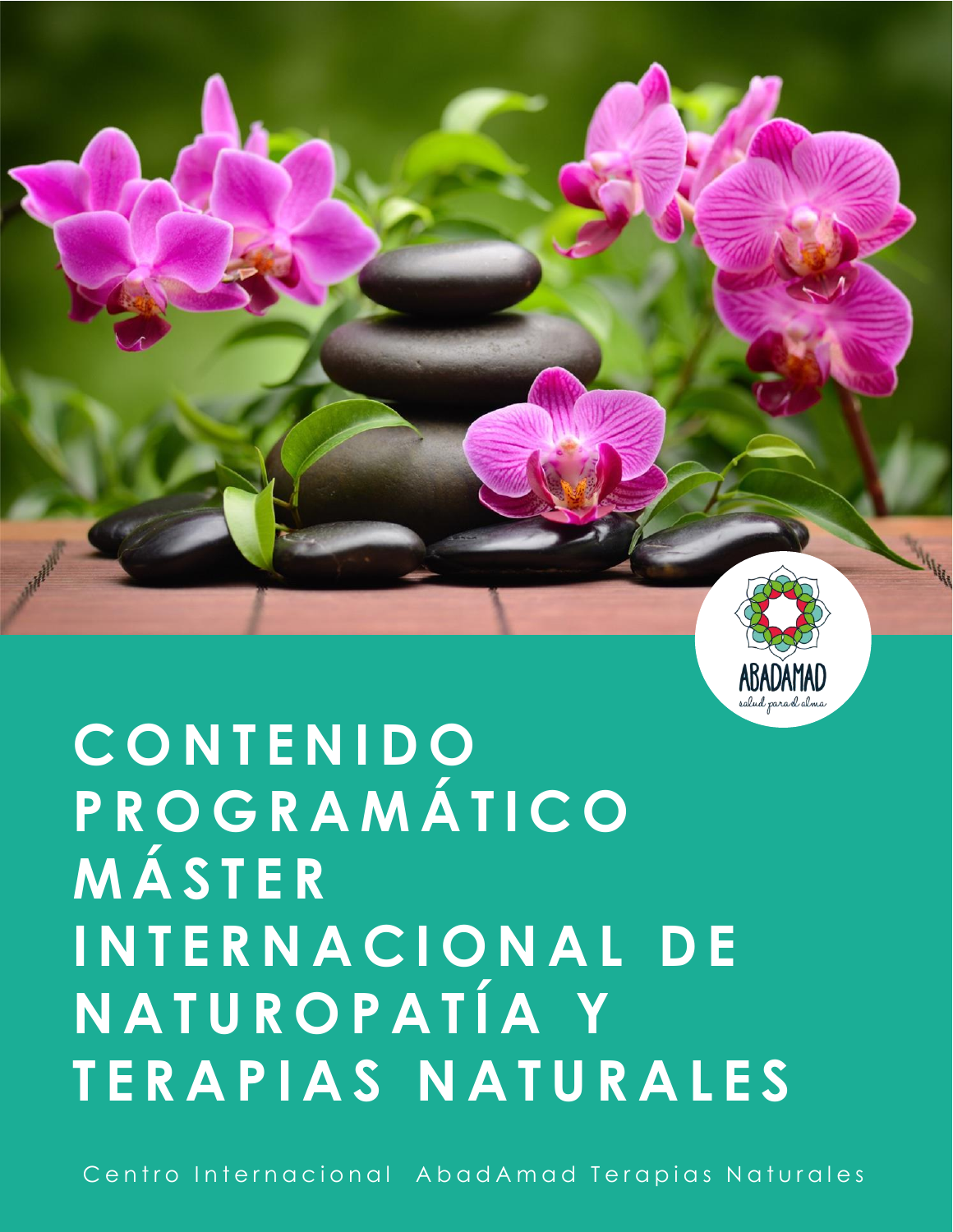# CONTENIDO PROGRAMÁTICO MÁSTER INTERNACIONAL DE NATUROPATÍA Y TERAPIAS NATURALES

ABADAMAD

*salud para el alma*

Centro Internacional AbadAmad Terapias Naturales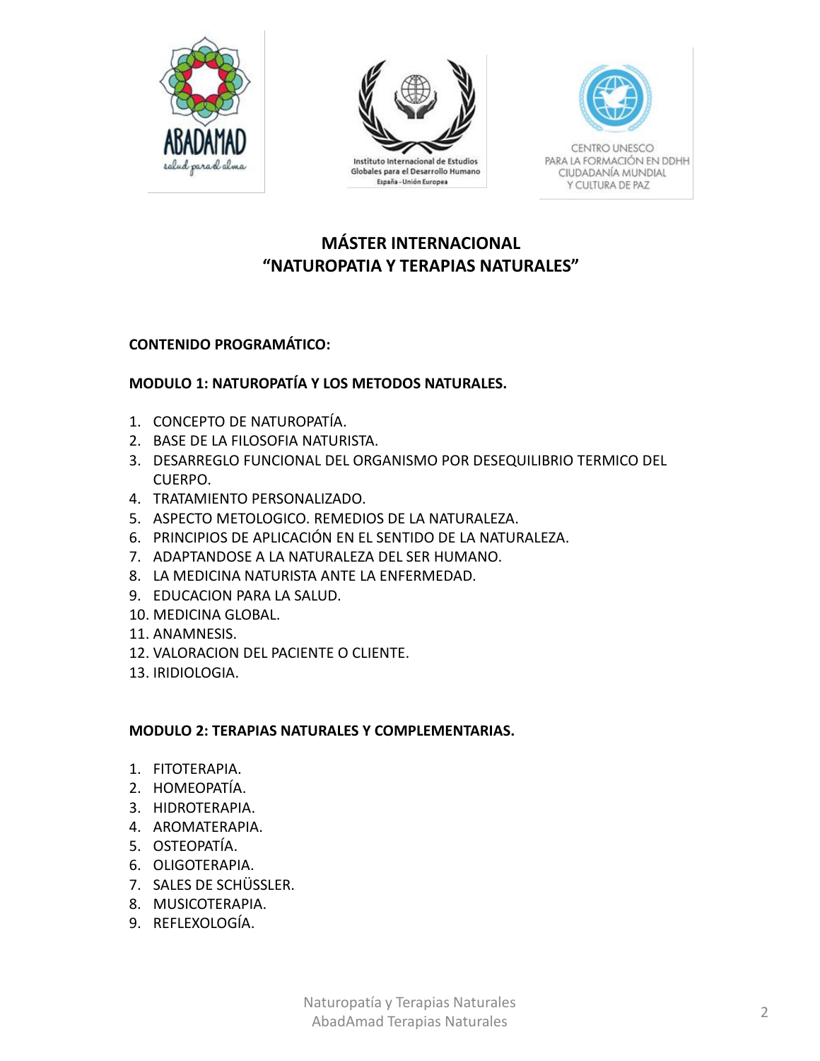# MÁSTER INTERNACIONAL
# "NATUROPATIA Y TERAPIAS NATURALES"

**CONTENIDO PROGRAMÁTICO:**

**MODULO 1: NATUROPATÍA Y LOS METODOS NATURALES.**

1. CONCEPTO DE NATUROPATÍA.
2. BASE DE LA FILOSOFIA NATURISTA.
3. DESARREGLO FUNCIONAL DEL ORGANISMO POR DESEQUILIBRIO TERMICO DEL CUERPO.
4. TRATAMIENTO PERSONALIZADO.
5. ASPECTO METOLOGICO. REMEDIOS DE LA NATURALEZA.
6. PRINCIPIOS DE APLICACIÓN EN EL SENTIDO DE LA NATURALEZA.
7. ADAPTANDOSE A LA NATURALEZA DEL SER HUMANO.
8. LA MEDICINA NATURISTA ANTE LA ENFERMEDAD.
9. EDUCACION PARA LA SALUD.
10. MEDICINA GLOBAL.
11. ANAMNESIS.
12. VALORACION DEL PACIENTE O CLIENTE.
13. IRIDIOLOGIA.

**MODULO 2: TERAPIAS NATURALES Y COMPLEMENTARIAS.**

1. FITOTERAPIA.
2. HOMEOPATÍA.
3. HIDROTERAPIA.
4. AROMATERAPIA.
5. OSTEOPATÍA.
6. OLIGOTERAPIA.
7. SALES DE SCHÜSSLER.
8. MUSICOTERAPIA.
9. REFLEXOLOGÍA.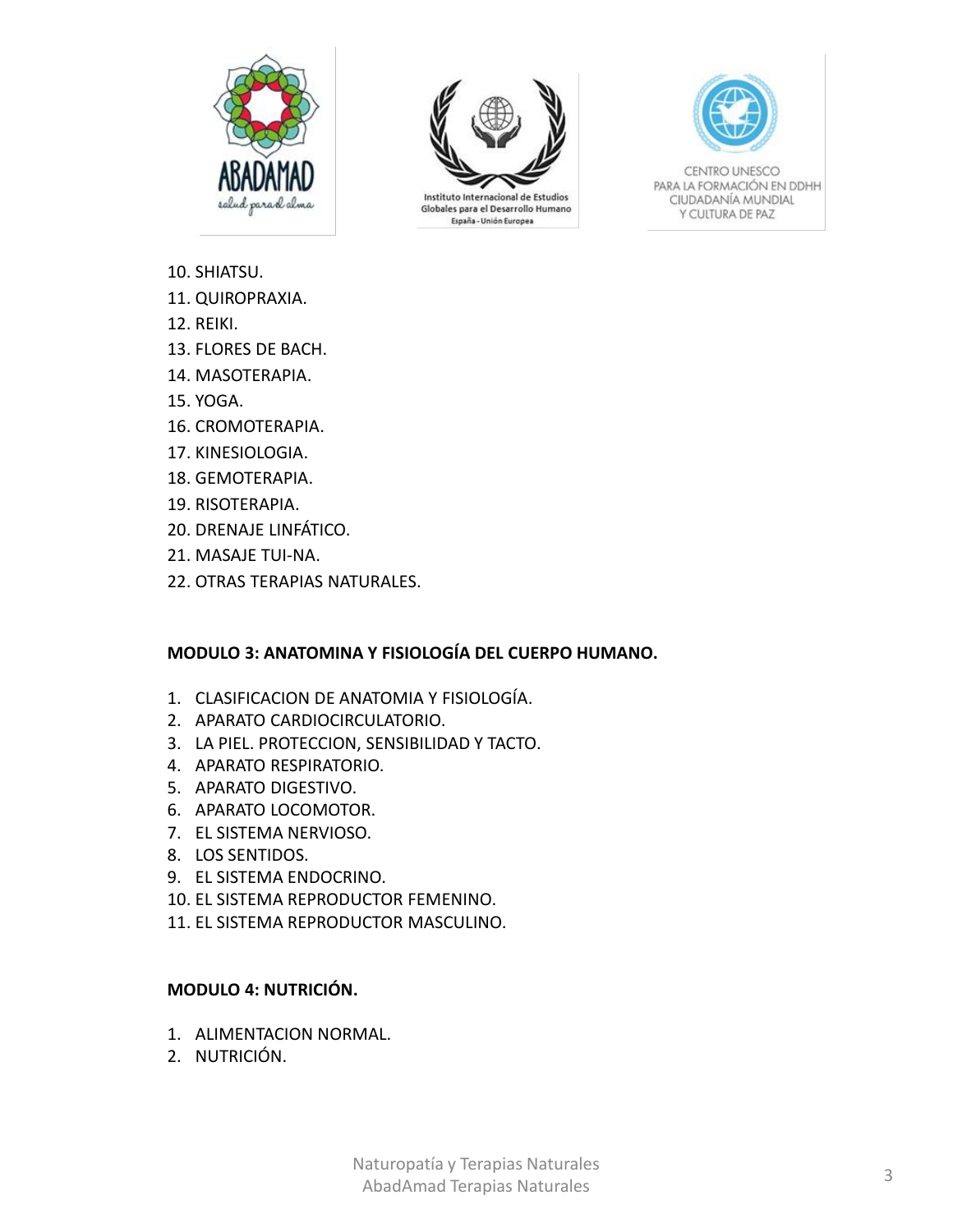10. SHIATSU.
11. QUIROPRAXIA.
12. REIKI.
13. FLORES DE BACH.
14. MASOTERAPIA.
15. YOGA.
16. CROMOTERAPIA.
17. KINESIOLOGIA.
18. GEMOTERAPIA.
19. RISOTERAPIA.
20. DRENAJE LINFÁTICO.
21. MASAJE TUI-NA.
22. OTRAS TERAPIAS NATURALES.

**MODULO 3: ANATOMINA Y FISIOLOGÍA DEL CUERPO HUMANO.**

1. CLASIFICACION DE ANATOMIA Y FISIOLOGÍA.
2. APARATO CARDIOCIRCULATORIO.
3. LA PIEL. PROTECCION, SENSIBILIDAD Y TACTO.
4. APARATO RESPIRATORIO.
5. APARATO DIGESTIVO.
6. APARATO LOCOMOTOR.
7. EL SISTEMA NERVIOSO.
8. LOS SENTIDOS.
9. EL SISTEMA ENDOCRINO.
10. EL SISTEMA REPRODUCTOR FEMENINO.
11. EL SISTEMA REPRODUCTOR MASCULINO.

**MODULO 4: NUTRICIÓN.**

1. ALIMENTACION NORMAL.
2. NUTRICIÓN.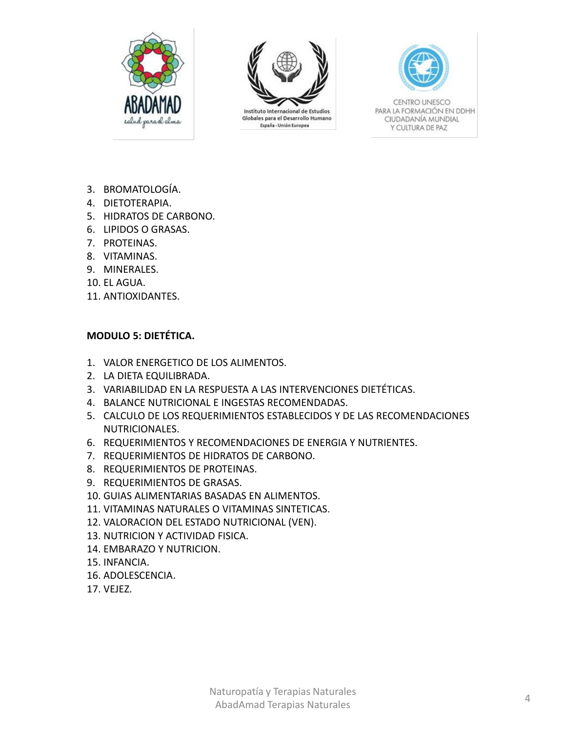3. BROMATOLOGÍA.
4. DIETOTERAPIA.
5. HIDRATOS DE CARBONO.
6. LIPIDOS O GRASAS.
7. PROTEINAS.
8. VITAMINAS.
9. MINERALES.
10. EL AGUA.
11. ANTIOXIDANTES.

**MODULO 5: DIETÉTICA.**

1. VALOR ENERGETICO DE LOS ALIMENTOS.
2. LA DIETA EQUILIBRADA.
3. VARIABILIDAD EN LA RESPUESTA A LAS INTERVENCIONES DIETÉTICAS.
4. BALANCE NUTRICIONAL E INGESTAS RECOMENDADAS.
5. CALCULO DE LOS REQUERIMIENTOS ESTABLECIDOS Y DE LAS RECOMENDACIONES NUTRICIONALES.
6. REQUERIMIENTOS Y RECOMENDACIONES DE ENERGIA Y NUTRIENTES.
7. REQUERIMIENTOS DE HIDRATOS DE CARBONO.
8. REQUERIMIENTOS DE PROTEINAS.
9. REQUERIMIENTOS DE GRASAS.
10. GUIAS ALIMENTARIAS BASADAS EN ALIMENTOS.
11. VITAMINAS NATURALES O VITAMINAS SINTETICAS.
12. VALORACION DEL ESTADO NUTRICIONAL (VEN).
13. NUTRICION Y ACTIVIDAD FISICA.
14. EMBARAZO Y NUTRICION.
15. INFANCIA.
16. ADOLESCENCIA.
17. VEJEZ.